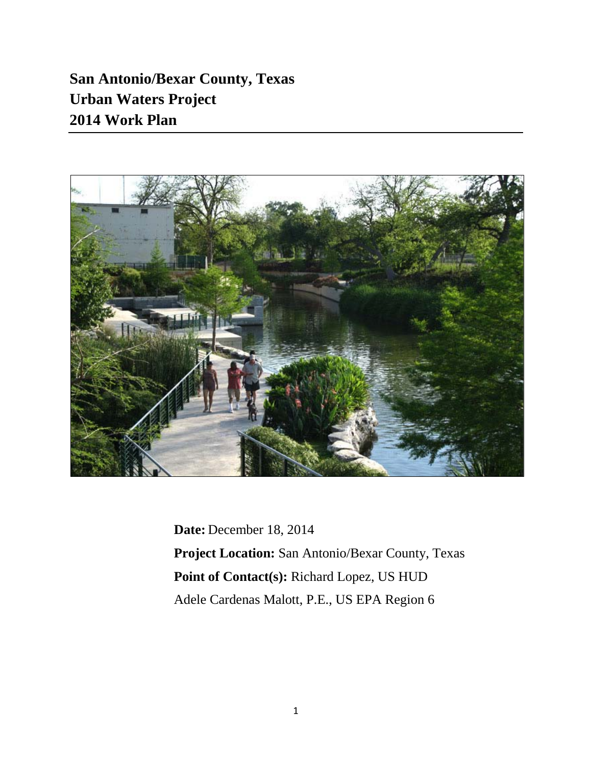# San Antonio/Bexar County, Texas
# Urban Waters Project
# 2014 Work Plan

**Date:** December 18, 2014

**Project Location:** San Antonio/Bexar County, Texas

**Point of Contact(s):** Richard Lopez, US HUD

Adele Cardenas Malott, P.E., US EPA Region 6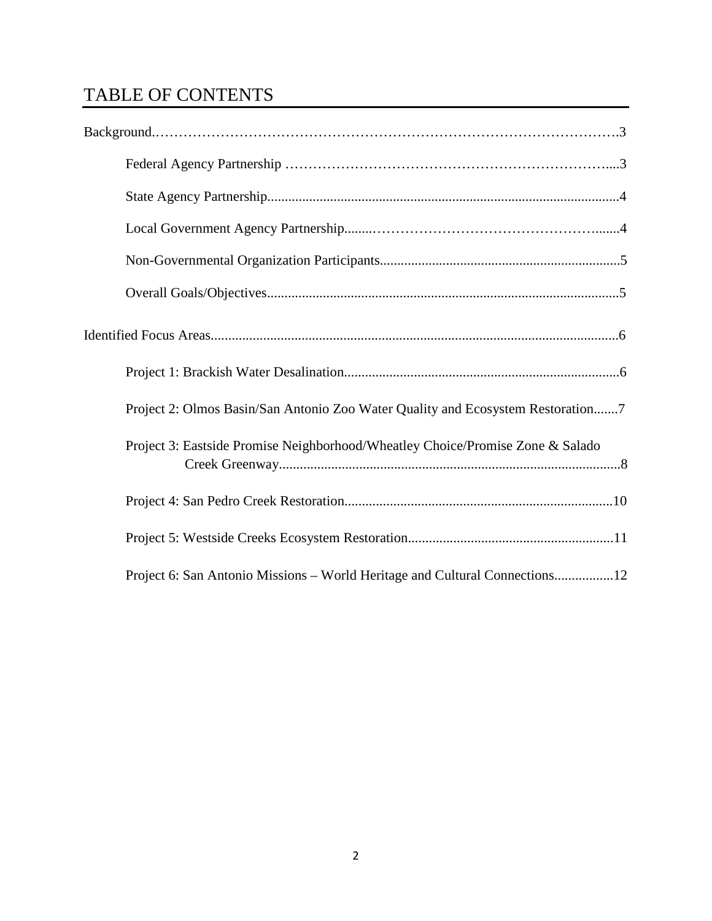# TABLE OF CONTENTS

Background.……………………………………………………………………………………….3

- Federal Agency Partnership …………………………………………………………....3
- State Agency Partnership....................................................................................................4
- Local Government Agency Partnership........…………………………………………….......4
- Non-Governmental Organization Participants.....................................................................5
- Overall Goals/Objectives.....................................................................................................5

Identified Focus Areas......................................................................................................................6

- Project 1: Brackish Water Desalination...............................................................................6
- Project 2: Olmos Basin/San Antonio Zoo Water Quality and Ecosystem Restoration.......7
- Project 3: Eastside Promise Neighborhood/Wheatley Choice/Promise Zone & Salado Creek Greenway..................................................................................................8
- Project 4: San Pedro Creek Restoration.............................................................................10
- Project 5: Westside Creeks Ecosystem Restoration...........................................................11
- Project 6: San Antonio Missions – World Heritage and Cultural Connections.................12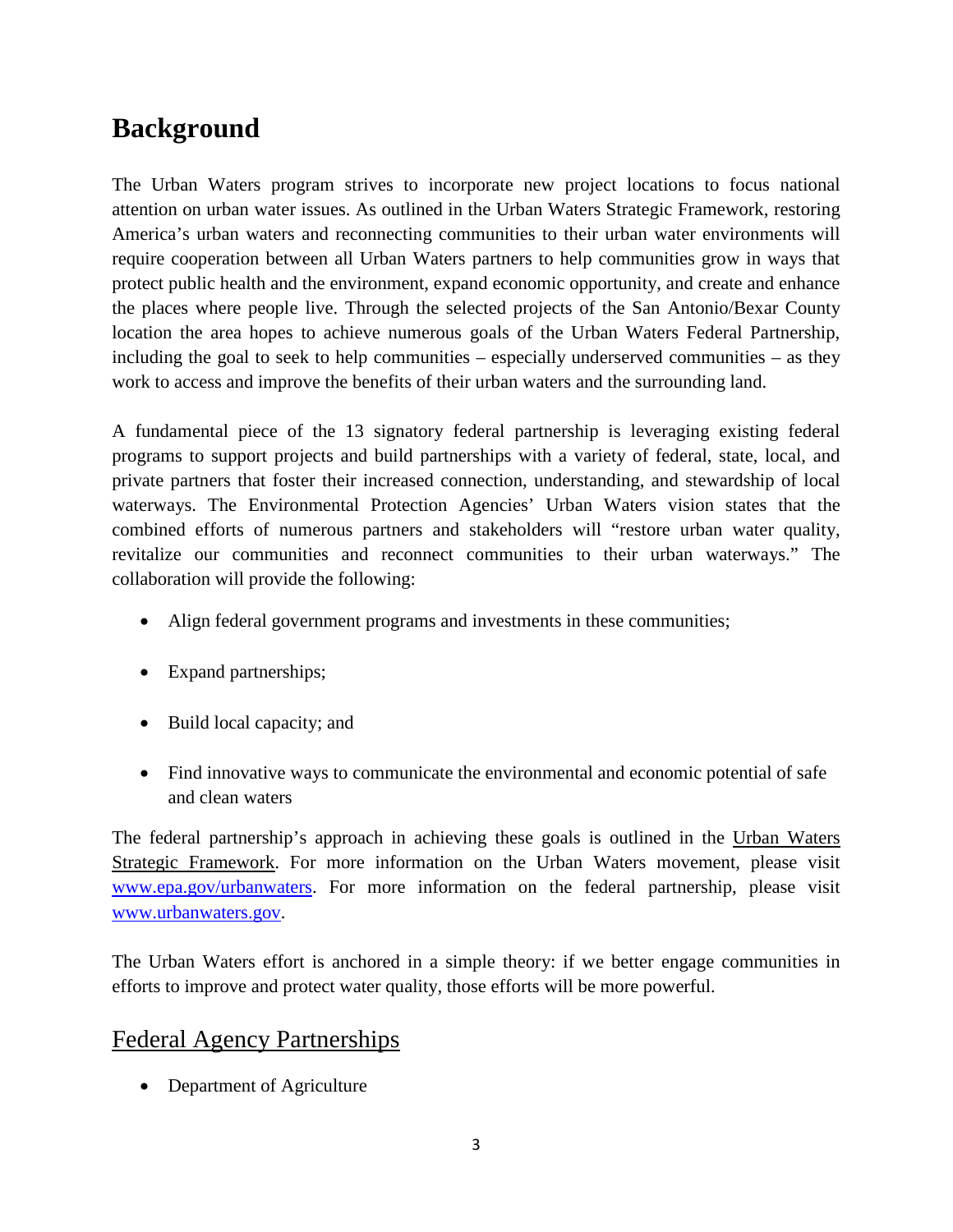# Background

The Urban Waters program strives to incorporate new project locations to focus national attention on urban water issues. As outlined in the Urban Waters Strategic Framework, restoring America's urban waters and reconnecting communities to their urban water environments will require cooperation between all Urban Waters partners to help communities grow in ways that protect public health and the environment, expand economic opportunity, and create and enhance the places where people live. Through the selected projects of the San Antonio/Bexar County location the area hopes to achieve numerous goals of the Urban Waters Federal Partnership, including the goal to seek to help communities – especially underserved communities – as they work to access and improve the benefits of their urban waters and the surrounding land.

A fundamental piece of the 13 signatory federal partnership is leveraging existing federal programs to support projects and build partnerships with a variety of federal, state, local, and private partners that foster their increased connection, understanding, and stewardship of local waterways. The Environmental Protection Agencies' Urban Waters vision states that the combined efforts of numerous partners and stakeholders will "restore urban water quality, revitalize our communities and reconnect communities to their urban waterways." The collaboration will provide the following:

- Align federal government programs and investments in these communities;
- Expand partnerships;
- Build local capacity; and
- Find innovative ways to communicate the environmental and economic potential of safe and clean waters

The federal partnership's approach in achieving these goals is outlined in the Urban Waters Strategic Framework. For more information on the Urban Waters movement, please visit [www.epa.gov/urbanwaters](http://www.epa.gov/urbanwaters). For more information on the federal partnership, please visit [www.urbanwaters.gov](http://www.urbanwaters.gov).

The Urban Waters effort is anchored in a simple theory: if we better engage communities in efforts to improve and protect water quality, those efforts will be more powerful.

## Federal Agency Partnerships

- Department of Agriculture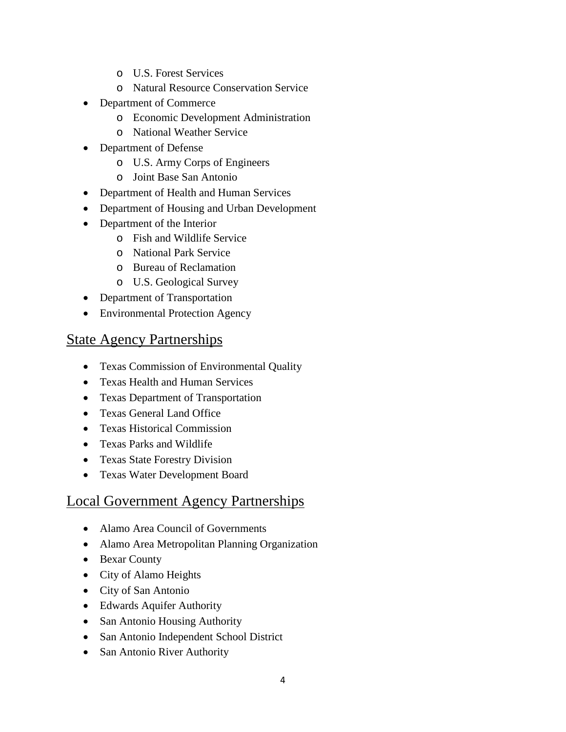- U.S. Forest Services
    - Natural Resource Conservation Service
- Department of Commerce
    - Economic Development Administration
    - National Weather Service
- Department of Defense
    - U.S. Army Corps of Engineers
    - Joint Base San Antonio
- Department of Health and Human Services
- Department of Housing and Urban Development
- Department of the Interior
    - Fish and Wildlife Service
    - National Park Service
    - Bureau of Reclamation
    - U.S. Geological Survey
- Department of Transportation
- Environmental Protection Agency

## State Agency Partnerships

- Texas Commission of Environmental Quality
- Texas Health and Human Services
- Texas Department of Transportation
- Texas General Land Office
- Texas Historical Commission
- Texas Parks and Wildlife
- Texas State Forestry Division
- Texas Water Development Board

## Local Government Agency Partnerships

- Alamo Area Council of Governments
- Alamo Area Metropolitan Planning Organization
- Bexar County
- City of Alamo Heights
- City of San Antonio
- Edwards Aquifer Authority
- San Antonio Housing Authority
- San Antonio Independent School District
- San Antonio River Authority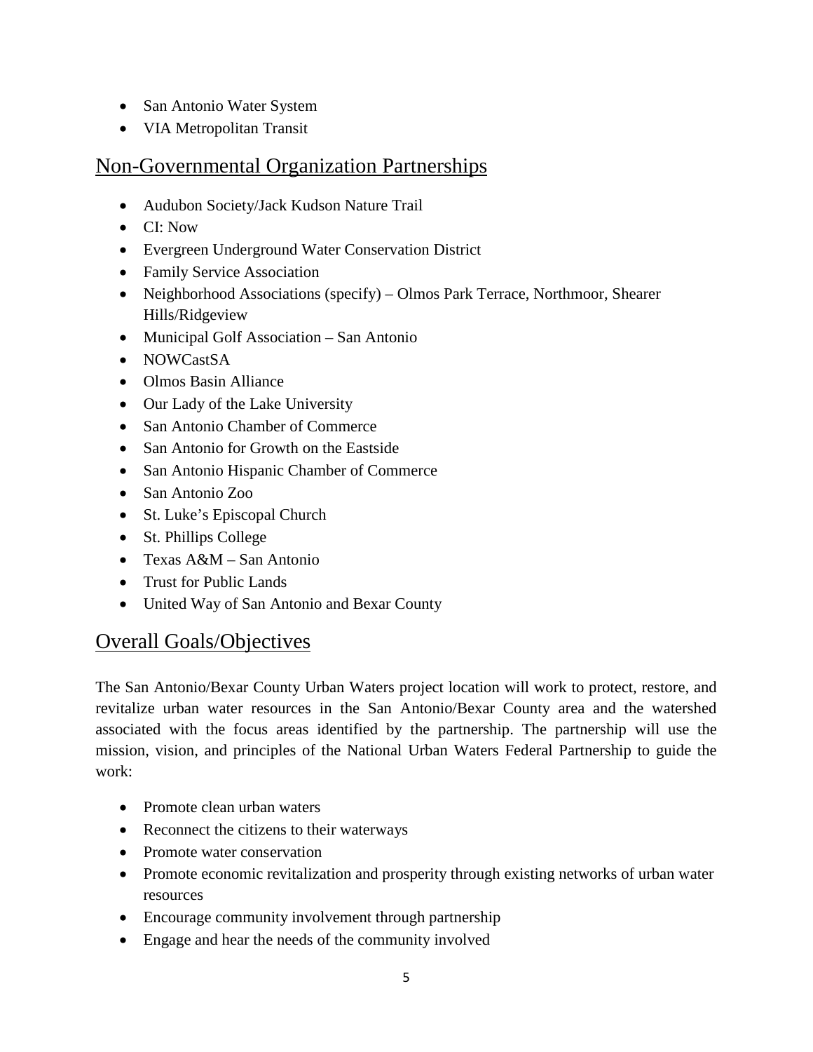- San Antonio Water System
- VIA Metropolitan Transit

## Non-Governmental Organization Partnerships

- Audubon Society/Jack Kudson Nature Trail
- CI: Now
- Evergreen Underground Water Conservation District
- Family Service Association
- Neighborhood Associations (specify) – Olmos Park Terrace, Northmoor, Shearer Hills/Ridgeview
- Municipal Golf Association – San Antonio
- NOWCastSA
- Olmos Basin Alliance
- Our Lady of the Lake University
- San Antonio Chamber of Commerce
- San Antonio for Growth on the Eastside
- San Antonio Hispanic Chamber of Commerce
- San Antonio Zoo
- St. Luke's Episcopal Church
- St. Phillips College
- Texas A&M – San Antonio
- Trust for Public Lands
- United Way of San Antonio and Bexar County

## Overall Goals/Objectives

The San Antonio/Bexar County Urban Waters project location will work to protect, restore, and revitalize urban water resources in the San Antonio/Bexar County area and the watershed associated with the focus areas identified by the partnership. The partnership will use the mission, vision, and principles of the National Urban Waters Federal Partnership to guide the work:

- Promote clean urban waters
- Reconnect the citizens to their waterways
- Promote water conservation
- Promote economic revitalization and prosperity through existing networks of urban water resources
- Encourage community involvement through partnership
- Engage and hear the needs of the community involved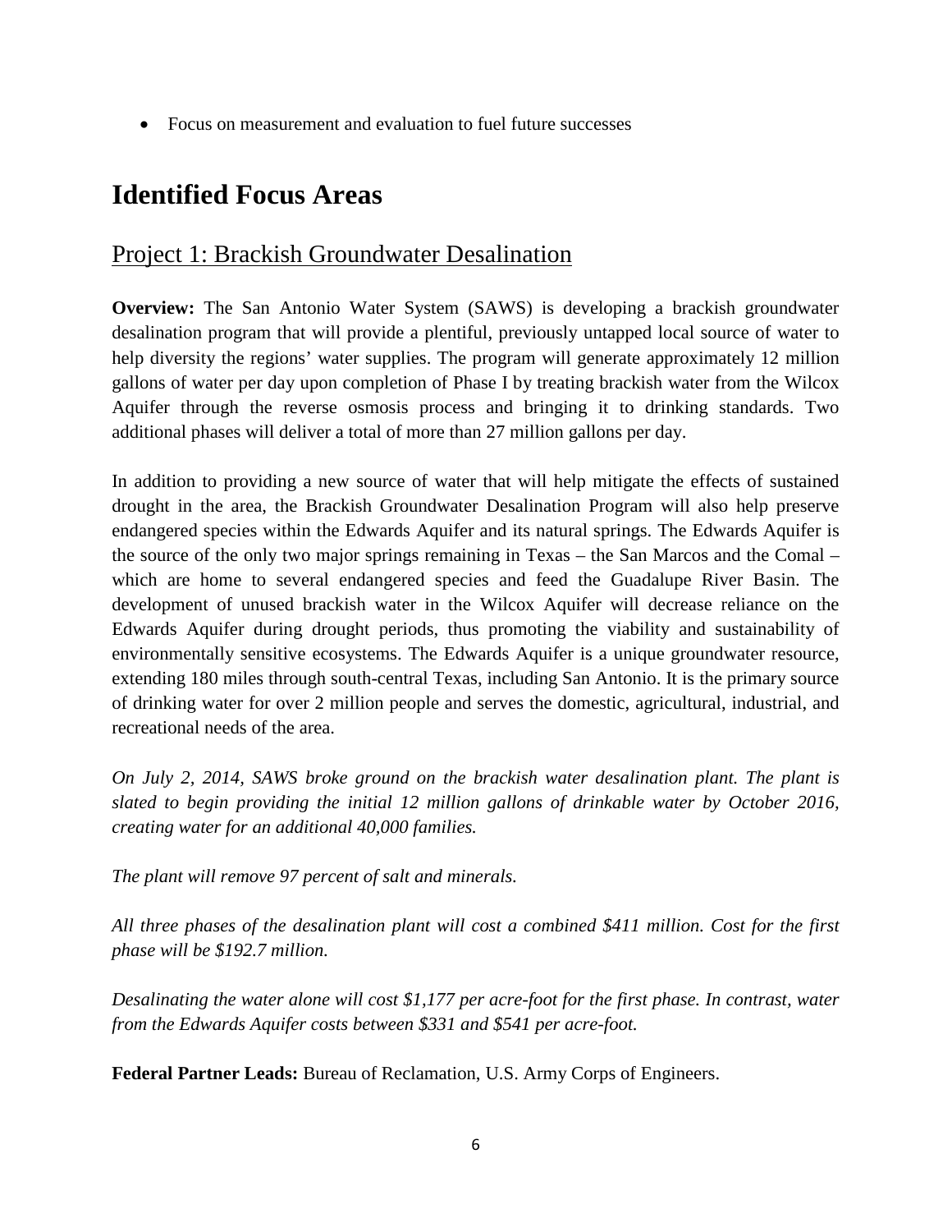- Focus on measurement and evaluation to fuel future successes

# Identified Focus Areas

## Project 1: Brackish Groundwater Desalination

**Overview:** The San Antonio Water System (SAWS) is developing a brackish groundwater desalination program that will provide a plentiful, previously untapped local source of water to help diversity the regions' water supplies. The program will generate approximately 12 million gallons of water per day upon completion of Phase I by treating brackish water from the Wilcox Aquifer through the reverse osmosis process and bringing it to drinking standards. Two additional phases will deliver a total of more than 27 million gallons per day.

In addition to providing a new source of water that will help mitigate the effects of sustained drought in the area, the Brackish Groundwater Desalination Program will also help preserve endangered species within the Edwards Aquifer and its natural springs. The Edwards Aquifer is the source of the only two major springs remaining in Texas – the San Marcos and the Comal – which are home to several endangered species and feed the Guadalupe River Basin. The development of unused brackish water in the Wilcox Aquifer will decrease reliance on the Edwards Aquifer during drought periods, thus promoting the viability and sustainability of environmentally sensitive ecosystems. The Edwards Aquifer is a unique groundwater resource, extending 180 miles through south-central Texas, including San Antonio. It is the primary source of drinking water for over 2 million people and serves the domestic, agricultural, industrial, and recreational needs of the area.

*On July 2, 2014, SAWS broke ground on the brackish water desalination plant. The plant is slated to begin providing the initial 12 million gallons of drinkable water by October 2016, creating water for an additional 40,000 families.*

*The plant will remove 97 percent of salt and minerals.*

*All three phases of the desalination plant will cost a combined $411 million. Cost for the first phase will be $192.7 million.*

*Desalinating the water alone will cost $1,177 per acre-foot for the first phase. In contrast, water from the Edwards Aquifer costs between $331 and $541 per acre-foot.*

**Federal Partner Leads:** Bureau of Reclamation, U.S. Army Corps of Engineers.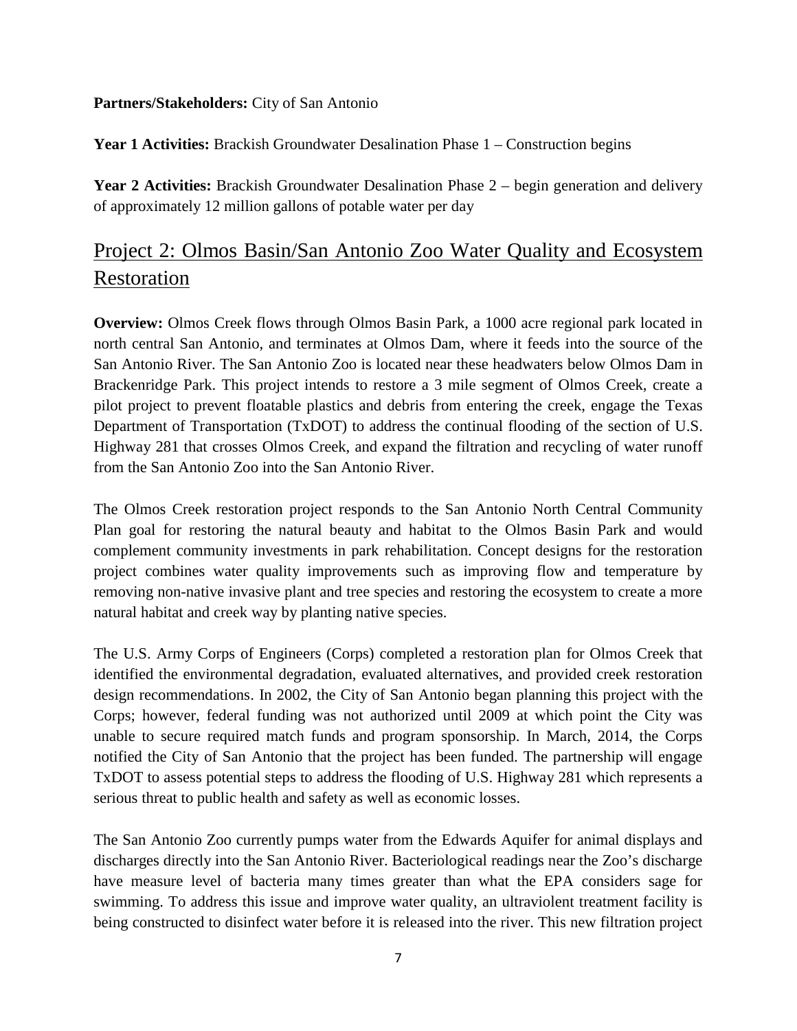**Partners/Stakeholders:** City of San Antonio

**Year 1 Activities:** Brackish Groundwater Desalination Phase 1 – Construction begins

**Year 2 Activities:** Brackish Groundwater Desalination Phase 2 – begin generation and delivery of approximately 12 million gallons of potable water per day

## Project 2: Olmos Basin/San Antonio Zoo Water Quality and Ecosystem Restoration

**Overview:** Olmos Creek flows through Olmos Basin Park, a 1000 acre regional park located in north central San Antonio, and terminates at Olmos Dam, where it feeds into the source of the San Antonio River. The San Antonio Zoo is located near these headwaters below Olmos Dam in Brackenridge Park. This project intends to restore a 3 mile segment of Olmos Creek, create a pilot project to prevent floatable plastics and debris from entering the creek, engage the Texas Department of Transportation (TxDOT) to address the continual flooding of the section of U.S. Highway 281 that crosses Olmos Creek, and expand the filtration and recycling of water runoff from the San Antonio Zoo into the San Antonio River.

The Olmos Creek restoration project responds to the San Antonio North Central Community Plan goal for restoring the natural beauty and habitat to the Olmos Basin Park and would complement community investments in park rehabilitation. Concept designs for the restoration project combines water quality improvements such as improving flow and temperature by removing non-native invasive plant and tree species and restoring the ecosystem to create a more natural habitat and creek way by planting native species.

The U.S. Army Corps of Engineers (Corps) completed a restoration plan for Olmos Creek that identified the environmental degradation, evaluated alternatives, and provided creek restoration design recommendations. In 2002, the City of San Antonio began planning this project with the Corps; however, federal funding was not authorized until 2009 at which point the City was unable to secure required match funds and program sponsorship. In March, 2014, the Corps notified the City of San Antonio that the project has been funded. The partnership will engage TxDOT to assess potential steps to address the flooding of U.S. Highway 281 which represents a serious threat to public health and safety as well as economic losses.

The San Antonio Zoo currently pumps water from the Edwards Aquifer for animal displays and discharges directly into the San Antonio River. Bacteriological readings near the Zoo's discharge have measure level of bacteria many times greater than what the EPA considers sage for swimming. To address this issue and improve water quality, an ultraviolent treatment facility is being constructed to disinfect water before it is released into the river. This new filtration project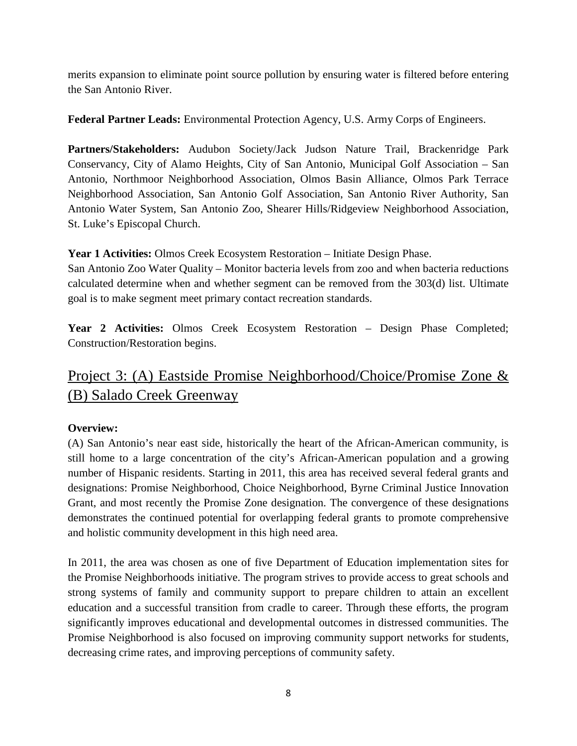merits expansion to eliminate point source pollution by ensuring water is filtered before entering the San Antonio River.

**Federal Partner Leads:** Environmental Protection Agency, U.S. Army Corps of Engineers.

**Partners/Stakeholders:** Audubon Society/Jack Judson Nature Trail, Brackenridge Park Conservancy, City of Alamo Heights, City of San Antonio, Municipal Golf Association – San Antonio, Northmoor Neighborhood Association, Olmos Basin Alliance, Olmos Park Terrace Neighborhood Association, San Antonio Golf Association, San Antonio River Authority, San Antonio Water System, San Antonio Zoo, Shearer Hills/Ridgeview Neighborhood Association, St. Luke's Episcopal Church.

**Year 1 Activities:** Olmos Creek Ecosystem Restoration – Initiate Design Phase.
San Antonio Zoo Water Quality – Monitor bacteria levels from zoo and when bacteria reductions calculated determine when and whether segment can be removed from the 303(d) list. Ultimate goal is to make segment meet primary contact recreation standards.

**Year 2 Activities:** Olmos Creek Ecosystem Restoration – Design Phase Completed; Construction/Restoration begins.

## Project 3: (A) Eastside Promise Neighborhood/Choice/Promise Zone & (B) Salado Creek Greenway

**Overview:**
(A) San Antonio's near east side, historically the heart of the African-American community, is still home to a large concentration of the city's African-American population and a growing number of Hispanic residents. Starting in 2011, this area has received several federal grants and designations: Promise Neighborhood, Choice Neighborhood, Byrne Criminal Justice Innovation Grant, and most recently the Promise Zone designation. The convergence of these designations demonstrates the continued potential for overlapping federal grants to promote comprehensive and holistic community development in this high need area.

In 2011, the area was chosen as one of five Department of Education implementation sites for the Promise Neighborhoods initiative. The program strives to provide access to great schools and strong systems of family and community support to prepare children to attain an excellent education and a successful transition from cradle to career. Through these efforts, the program significantly improves educational and developmental outcomes in distressed communities. The Promise Neighborhood is also focused on improving community support networks for students, decreasing crime rates, and improving perceptions of community safety.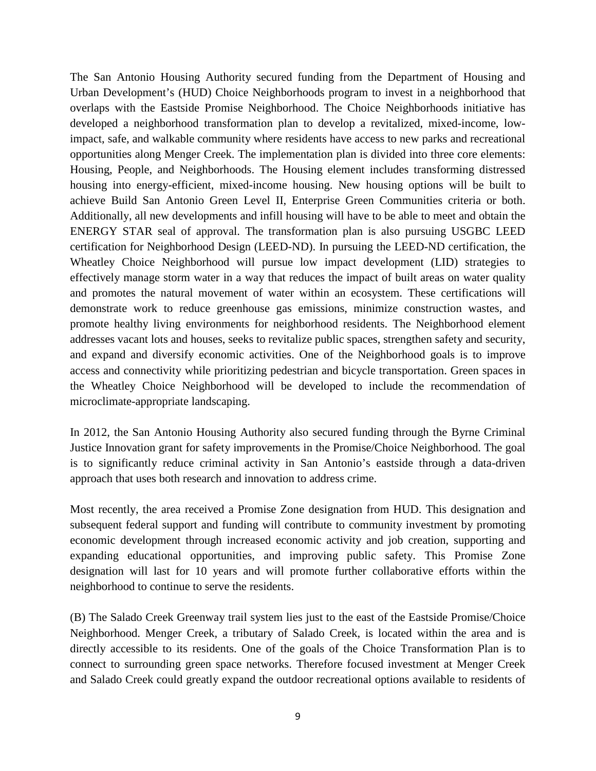The San Antonio Housing Authority secured funding from the Department of Housing and Urban Development's (HUD) Choice Neighborhoods program to invest in a neighborhood that overlaps with the Eastside Promise Neighborhood. The Choice Neighborhoods initiative has developed a neighborhood transformation plan to develop a revitalized, mixed-income, low-impact, safe, and walkable community where residents have access to new parks and recreational opportunities along Menger Creek. The implementation plan is divided into three core elements: Housing, People, and Neighborhoods. The Housing element includes transforming distressed housing into energy-efficient, mixed-income housing. New housing options will be built to achieve Build San Antonio Green Level II, Enterprise Green Communities criteria or both. Additionally, all new developments and infill housing will have to be able to meet and obtain the ENERGY STAR seal of approval. The transformation plan is also pursuing USGBC LEED certification for Neighborhood Design (LEED-ND). In pursuing the LEED-ND certification, the Wheatley Choice Neighborhood will pursue low impact development (LID) strategies to effectively manage storm water in a way that reduces the impact of built areas on water quality and promotes the natural movement of water within an ecosystem. These certifications will demonstrate work to reduce greenhouse gas emissions, minimize construction wastes, and promote healthy living environments for neighborhood residents. The Neighborhood element addresses vacant lots and houses, seeks to revitalize public spaces, strengthen safety and security, and expand and diversify economic activities. One of the Neighborhood goals is to improve access and connectivity while prioritizing pedestrian and bicycle transportation. Green spaces in the Wheatley Choice Neighborhood will be developed to include the recommendation of microclimate-appropriate landscaping.

In 2012, the San Antonio Housing Authority also secured funding through the Byrne Criminal Justice Innovation grant for safety improvements in the Promise/Choice Neighborhood. The goal is to significantly reduce criminal activity in San Antonio's eastside through a data-driven approach that uses both research and innovation to address crime.

Most recently, the area received a Promise Zone designation from HUD. This designation and subsequent federal support and funding will contribute to community investment by promoting economic development through increased economic activity and job creation, supporting and expanding educational opportunities, and improving public safety. This Promise Zone designation will last for 10 years and will promote further collaborative efforts within the neighborhood to continue to serve the residents.

(B) The Salado Creek Greenway trail system lies just to the east of the Eastside Promise/Choice Neighborhood. Menger Creek, a tributary of Salado Creek, is located within the area and is directly accessible to its residents. One of the goals of the Choice Transformation Plan is to connect to surrounding green space networks. Therefore focused investment at Menger Creek and Salado Creek could greatly expand the outdoor recreational options available to residents of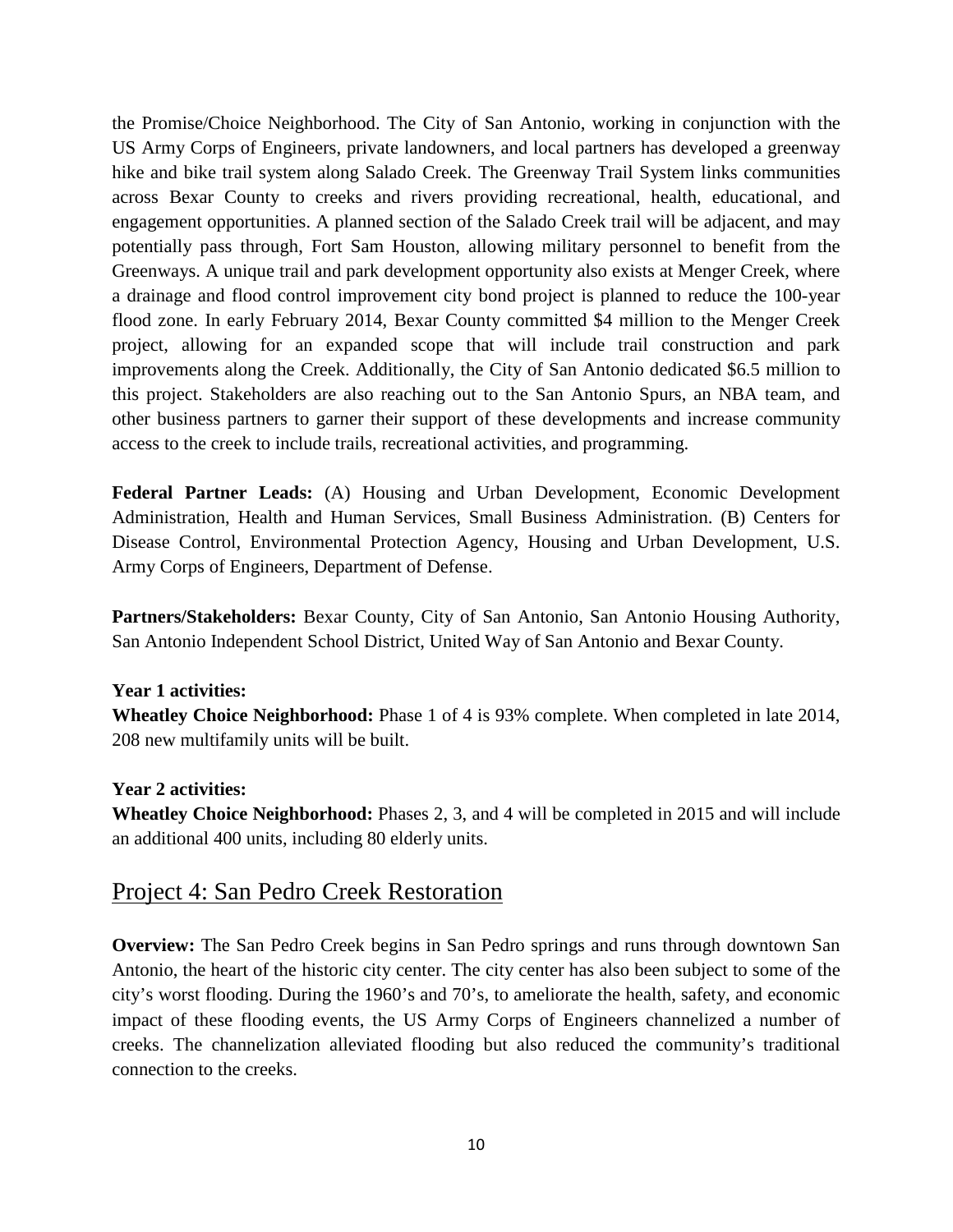the Promise/Choice Neighborhood. The City of San Antonio, working in conjunction with the US Army Corps of Engineers, private landowners, and local partners has developed a greenway hike and bike trail system along Salado Creek. The Greenway Trail System links communities across Bexar County to creeks and rivers providing recreational, health, educational, and engagement opportunities. A planned section of the Salado Creek trail will be adjacent, and may potentially pass through, Fort Sam Houston, allowing military personnel to benefit from the Greenways. A unique trail and park development opportunity also exists at Menger Creek, where a drainage and flood control improvement city bond project is planned to reduce the 100-year flood zone. In early February 2014, Bexar County committed $4 million to the Menger Creek project, allowing for an expanded scope that will include trail construction and park improvements along the Creek. Additionally, the City of San Antonio dedicated $6.5 million to this project. Stakeholders are also reaching out to the San Antonio Spurs, an NBA team, and other business partners to garner their support of these developments and increase community access to the creek to include trails, recreational activities, and programming.

**Federal Partner Leads:** (A) Housing and Urban Development, Economic Development Administration, Health and Human Services, Small Business Administration. (B) Centers for Disease Control, Environmental Protection Agency, Housing and Urban Development, U.S. Army Corps of Engineers, Department of Defense.

**Partners/Stakeholders:** Bexar County, City of San Antonio, San Antonio Housing Authority, San Antonio Independent School District, United Way of San Antonio and Bexar County.

**Year 1 activities:**
**Wheatley Choice Neighborhood:** Phase 1 of 4 is 93% complete. When completed in late 2014, 208 new multifamily units will be built.

**Year 2 activities:**
**Wheatley Choice Neighborhood:** Phases 2, 3, and 4 will be completed in 2015 and will include an additional 400 units, including 80 elderly units.

## Project 4: San Pedro Creek Restoration

**Overview:** The San Pedro Creek begins in San Pedro springs and runs through downtown San Antonio, the heart of the historic city center. The city center has also been subject to some of the city's worst flooding. During the 1960's and 70's, to ameliorate the health, safety, and economic impact of these flooding events, the US Army Corps of Engineers channelized a number of creeks. The channelization alleviated flooding but also reduced the community's traditional connection to the creeks.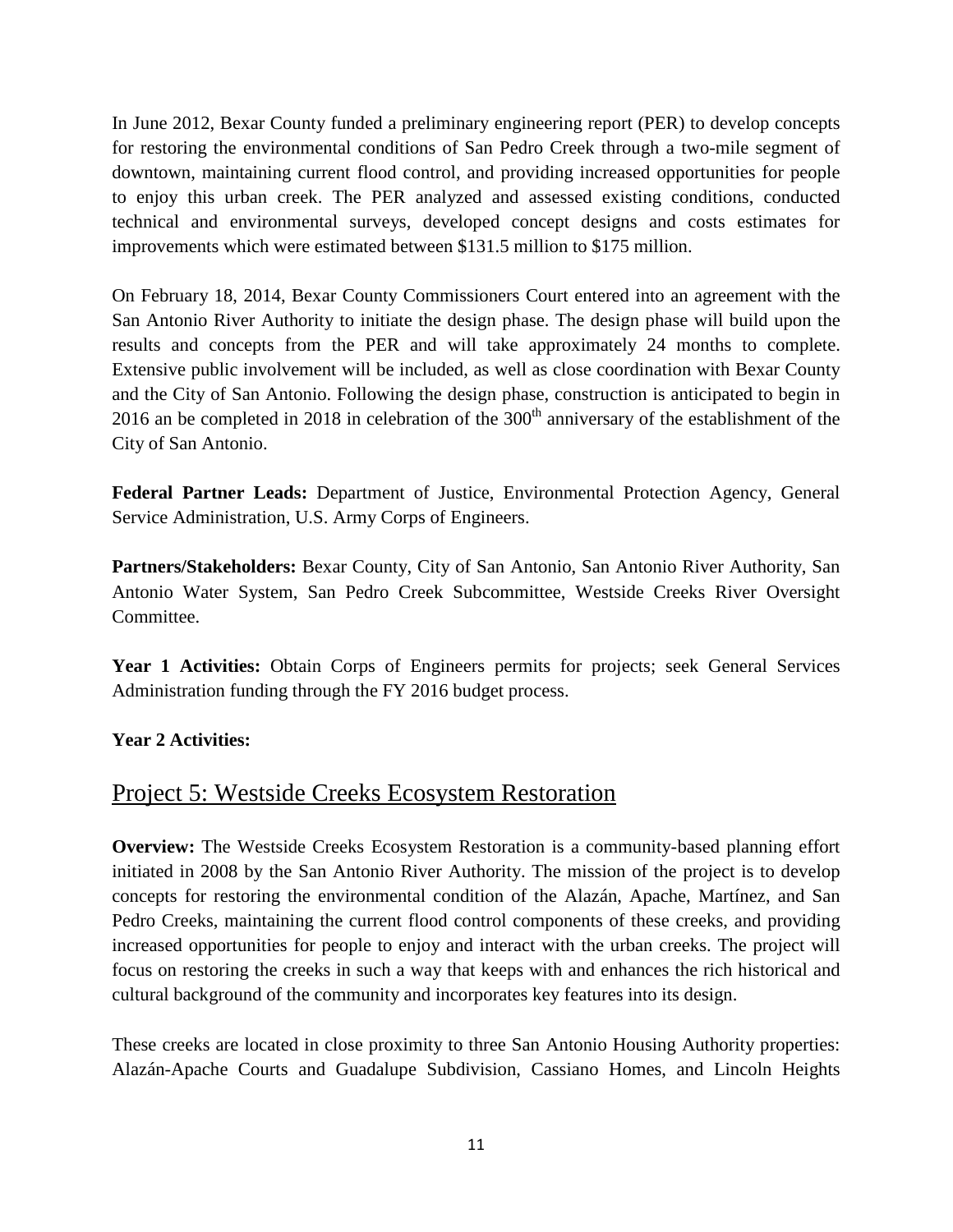In June 2012, Bexar County funded a preliminary engineering report (PER) to develop concepts for restoring the environmental conditions of San Pedro Creek through a two-mile segment of downtown, maintaining current flood control, and providing increased opportunities for people to enjoy this urban creek. The PER analyzed and assessed existing conditions, conducted technical and environmental surveys, developed concept designs and costs estimates for improvements which were estimated between $131.5 million to $175 million.

On February 18, 2014, Bexar County Commissioners Court entered into an agreement with the San Antonio River Authority to initiate the design phase. The design phase will build upon the results and concepts from the PER and will take approximately 24 months to complete. Extensive public involvement will be included, as well as close coordination with Bexar County and the City of San Antonio. Following the design phase, construction is anticipated to begin in 2016 an be completed in 2018 in celebration of the 300th anniversary of the establishment of the City of San Antonio.

**Federal Partner Leads:** Department of Justice, Environmental Protection Agency, General Service Administration, U.S. Army Corps of Engineers.

**Partners/Stakeholders:** Bexar County, City of San Antonio, San Antonio River Authority, San Antonio Water System, San Pedro Creek Subcommittee, Westside Creeks River Oversight Committee.

**Year 1 Activities:** Obtain Corps of Engineers permits for projects; seek General Services Administration funding through the FY 2016 budget process.

**Year 2 Activities:**

## Project 5: Westside Creeks Ecosystem Restoration

**Overview:** The Westside Creeks Ecosystem Restoration is a community-based planning effort initiated in 2008 by the San Antonio River Authority. The mission of the project is to develop concepts for restoring the environmental condition of the Alazán, Apache, Martínez, and San Pedro Creeks, maintaining the current flood control components of these creeks, and providing increased opportunities for people to enjoy and interact with the urban creeks. The project will focus on restoring the creeks in such a way that keeps with and enhances the rich historical and cultural background of the community and incorporates key features into its design.

These creeks are located in close proximity to three San Antonio Housing Authority properties: Alazán-Apache Courts and Guadalupe Subdivision, Cassiano Homes, and Lincoln Heights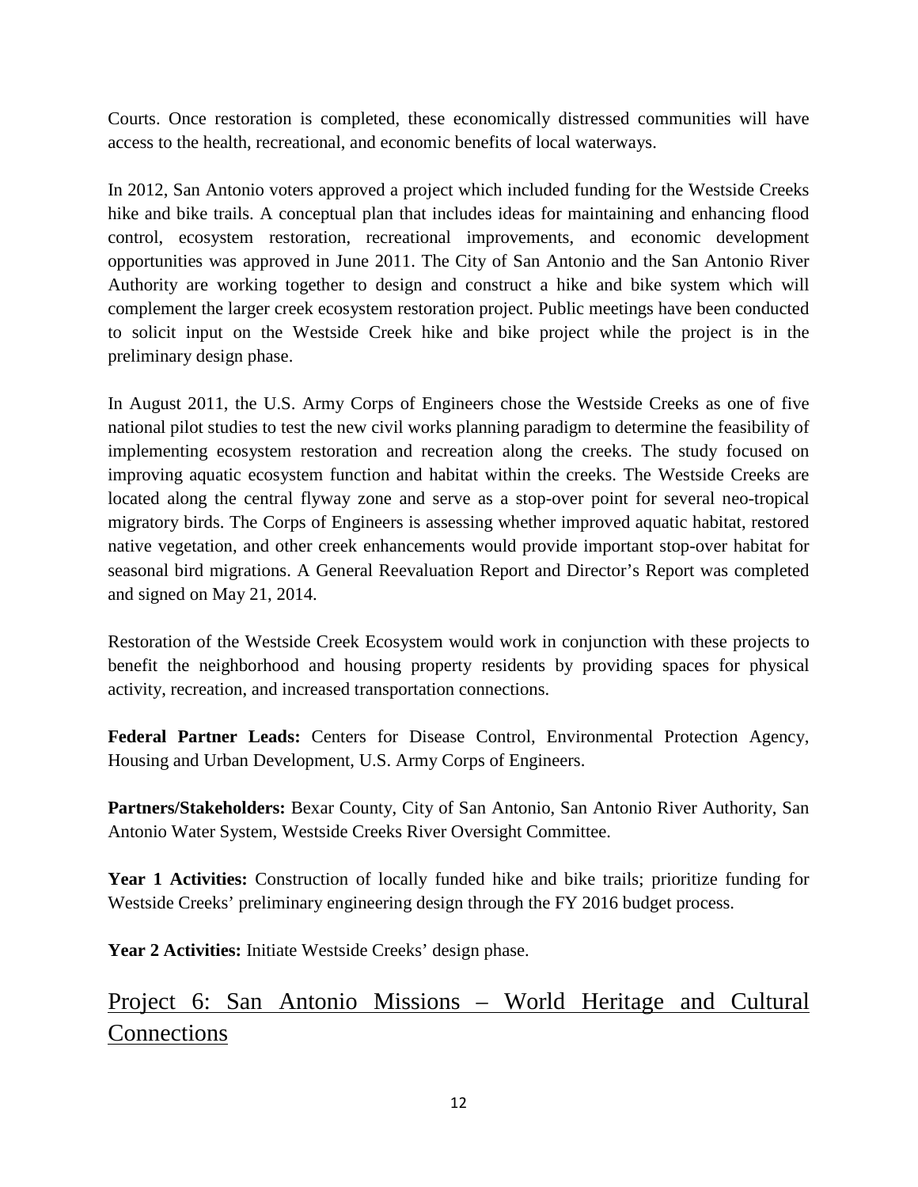Courts. Once restoration is completed, these economically distressed communities will have access to the health, recreational, and economic benefits of local waterways.

In 2012, San Antonio voters approved a project which included funding for the Westside Creeks hike and bike trails. A conceptual plan that includes ideas for maintaining and enhancing flood control, ecosystem restoration, recreational improvements, and economic development opportunities was approved in June 2011. The City of San Antonio and the San Antonio River Authority are working together to design and construct a hike and bike system which will complement the larger creek ecosystem restoration project. Public meetings have been conducted to solicit input on the Westside Creek hike and bike project while the project is in the preliminary design phase.

In August 2011, the U.S. Army Corps of Engineers chose the Westside Creeks as one of five national pilot studies to test the new civil works planning paradigm to determine the feasibility of implementing ecosystem restoration and recreation along the creeks. The study focused on improving aquatic ecosystem function and habitat within the creeks. The Westside Creeks are located along the central flyway zone and serve as a stop-over point for several neo-tropical migratory birds. The Corps of Engineers is assessing whether improved aquatic habitat, restored native vegetation, and other creek enhancements would provide important stop-over habitat for seasonal bird migrations. A General Reevaluation Report and Director's Report was completed and signed on May 21, 2014.

Restoration of the Westside Creek Ecosystem would work in conjunction with these projects to benefit the neighborhood and housing property residents by providing spaces for physical activity, recreation, and increased transportation connections.

**Federal Partner Leads:** Centers for Disease Control, Environmental Protection Agency, Housing and Urban Development, U.S. Army Corps of Engineers.

**Partners/Stakeholders:** Bexar County, City of San Antonio, San Antonio River Authority, San Antonio Water System, Westside Creeks River Oversight Committee.

**Year 1 Activities:** Construction of locally funded hike and bike trails; prioritize funding for Westside Creeks' preliminary engineering design through the FY 2016 budget process.

**Year 2 Activities:** Initiate Westside Creeks' design phase.

## Project 6: San Antonio Missions – World Heritage and Cultural Connections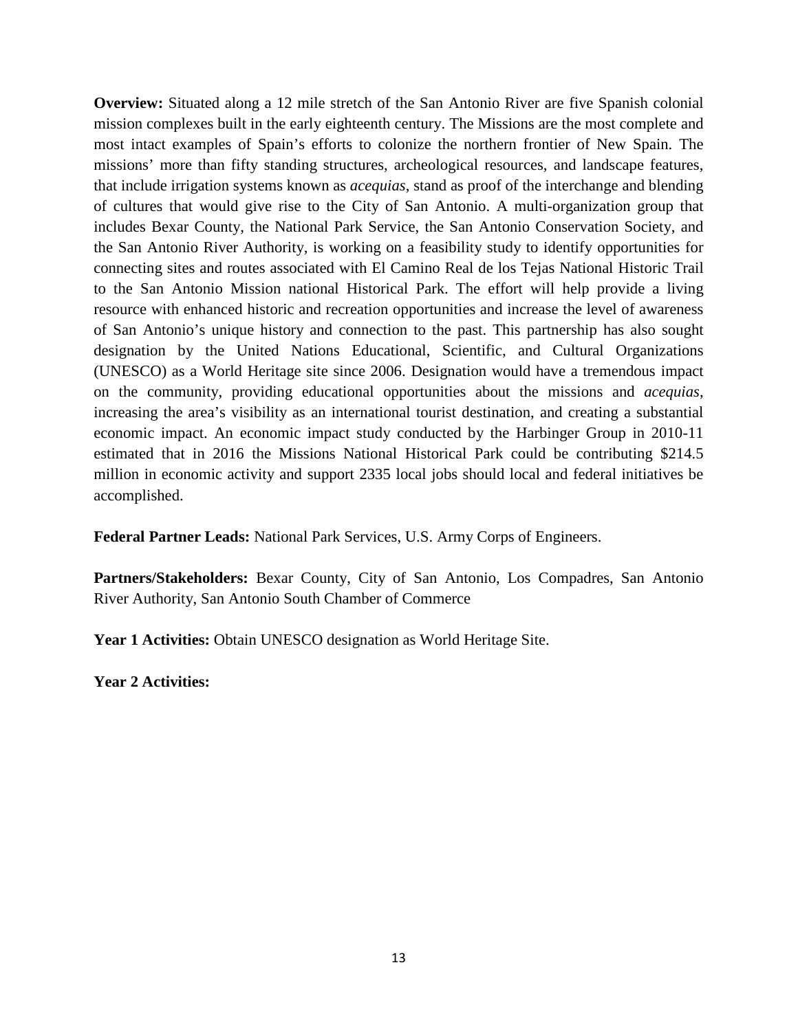**Overview:** Situated along a 12 mile stretch of the San Antonio River are five Spanish colonial mission complexes built in the early eighteenth century. The Missions are the most complete and most intact examples of Spain's efforts to colonize the northern frontier of New Spain. The missions' more than fifty standing structures, archeological resources, and landscape features, that include irrigation systems known as *acequias*, stand as proof of the interchange and blending of cultures that would give rise to the City of San Antonio. A multi-organization group that includes Bexar County, the National Park Service, the San Antonio Conservation Society, and the San Antonio River Authority, is working on a feasibility study to identify opportunities for connecting sites and routes associated with El Camino Real de los Tejas National Historic Trail to the San Antonio Mission national Historical Park. The effort will help provide a living resource with enhanced historic and recreation opportunities and increase the level of awareness of San Antonio's unique history and connection to the past. This partnership has also sought designation by the United Nations Educational, Scientific, and Cultural Organizations (UNESCO) as a World Heritage site since 2006. Designation would have a tremendous impact on the community, providing educational opportunities about the missions and *acequias*, increasing the area's visibility as an international tourist destination, and creating a substantial economic impact. An economic impact study conducted by the Harbinger Group in 2010-11 estimated that in 2016 the Missions National Historical Park could be contributing $214.5 million in economic activity and support 2335 local jobs should local and federal initiatives be accomplished.

**Federal Partner Leads:** National Park Services, U.S. Army Corps of Engineers.

**Partners/Stakeholders:** Bexar County, City of San Antonio, Los Compadres, San Antonio River Authority, San Antonio South Chamber of Commerce

**Year 1 Activities:** Obtain UNESCO designation as World Heritage Site.

**Year 2 Activities:**